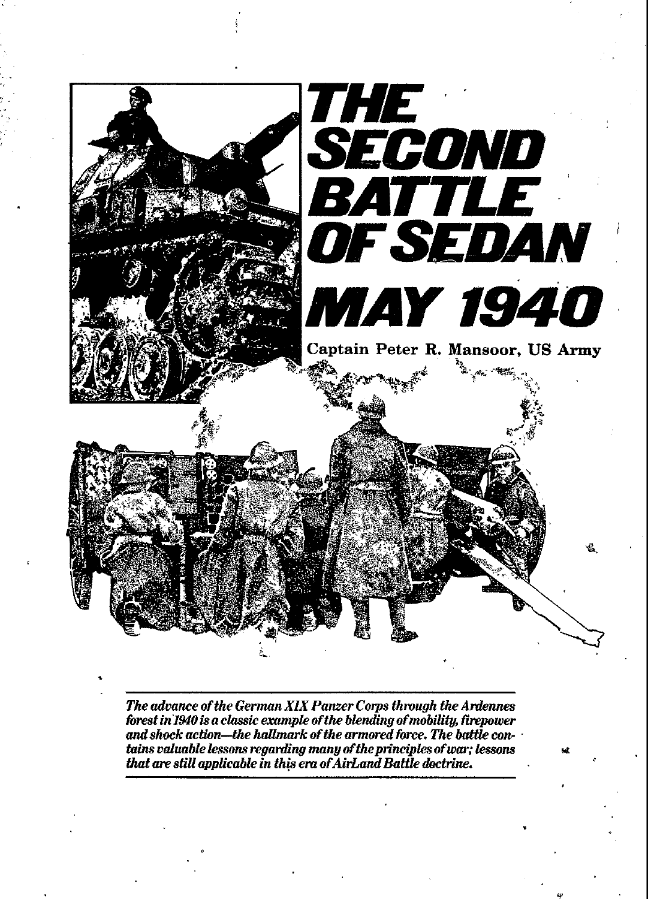# THE SECOND BATTLE OF SEDAN MAY 1940

**Captain Peter R. Mansoor, US Army**

*The advance of the German XIX Panzer Corps through the Ardennes forest in 1940 is a classic example of the blending of mobility, firepower and shock action—the hallmark of the armored force. The battle contains valuable lessons regarding many of the principles of war; lessons that are still applicable in this era of AirLand Battle doctrine.*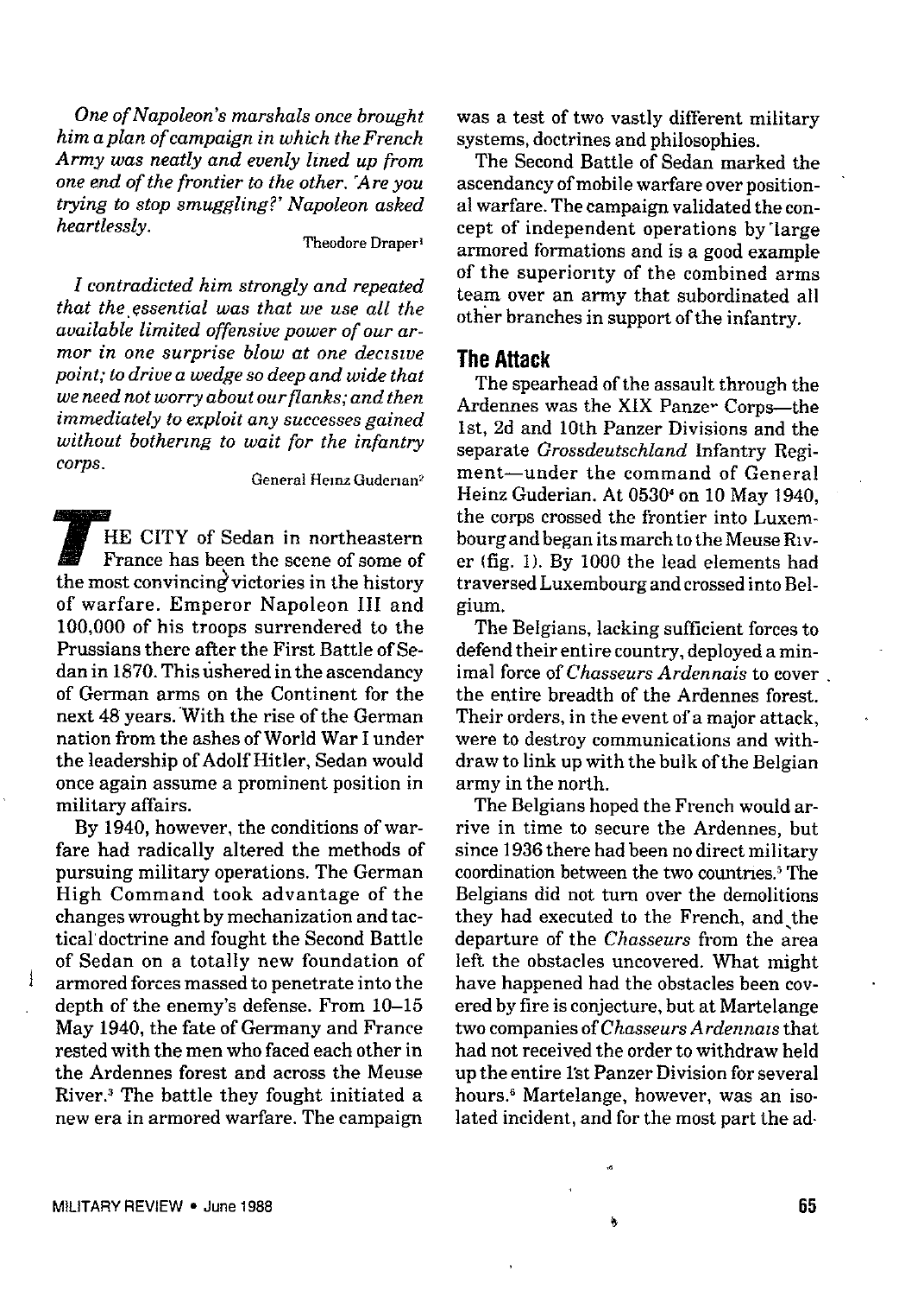*One of Napoleon's marshals once brought him a plan of campaign in which the French Army was neatly and evenly lined up from one end of the frontier to the other. 'Are you trying to stop smuggling?' Napoleon asked heartlessly.*

Theodore Draper[1]

*I contradicted him strongly and repeated that the essential was that we use all the available limited offensive power of our armor in one surprise blow at one decisive point; to drive a wedge so deep and wide that we need not worry about our flanks; and then immediately to exploit any successes gained without bothering to wait for the infantry corps.*

General Heinz Guderian[2]

THE CITY of Sedan in northeastern France has been the scene of some of the most convincing victories in the history of warfare. Emperor Napoleon III and 100,000 of his troops surrendered to the Prussians there after the First Battle of Sedan in 1870. This ushered in the ascendancy of German arms on the Continent for the next 48 years. With the rise of the German nation from the ashes of World War I under the leadership of Adolf Hitler, Sedan would once again assume a prominent position in military affairs.

By 1940, however, the conditions of warfare had radically altered the methods of pursuing military operations. The German High Command took advantage of the changes wrought by mechanization and tactical doctrine and fought the Second Battle of Sedan on a totally new foundation of armored forces massed to penetrate into the depth of the enemy's defense. From 10–15 May 1940, the fate of Germany and France rested with the men who faced each other in the Ardennes forest and across the Meuse River.[3] The battle they fought initiated a new era in armored warfare. The campaign was a test of two vastly different military systems, doctrines and philosophies.

The Second Battle of Sedan marked the ascendancy of mobile warfare over positional warfare. The campaign validated the concept of independent operations by large armored formations and is a good example of the superiority of the combined arms team over an army that subordinated all other branches in support of the infantry.

## The Attack

The spearhead of the assault through the Ardennes was the XIX Panzer Corps—the 1st, 2d and 10th Panzer Divisions and the separate *Grossdeutschland* Infantry Regiment—under the command of General Heinz Guderian. At 0530[4] on 10 May 1940, the corps crossed the frontier into Luxembourg and began its march to the Meuse River (fig. 1). By 1000 the lead elements had traversed Luxembourg and crossed into Belgium.

The Belgians, lacking sufficient forces to defend their entire country, deployed a minimal force of *Chasseurs Ardennais* to cover the entire breadth of the Ardennes forest. Their orders, in the event of a major attack, were to destroy communications and withdraw to link up with the bulk of the Belgian army in the north.

The Belgians hoped the French would arrive in time to secure the Ardennes, but since 1936 there had been no direct military coordination between the two countries.[5] The Belgians did not turn over the demolitions they had executed to the French, and the departure of the *Chasseurs* from the area left the obstacles uncovered. What might have happened had the obstacles been covered by fire is conjecture, but at Martelange two companies of *Chasseurs Ardennais* that had not received the order to withdraw held up the entire 1st Panzer Division for several hours.[6] Martelange, however, was an isolated incident, and for the most part the ad-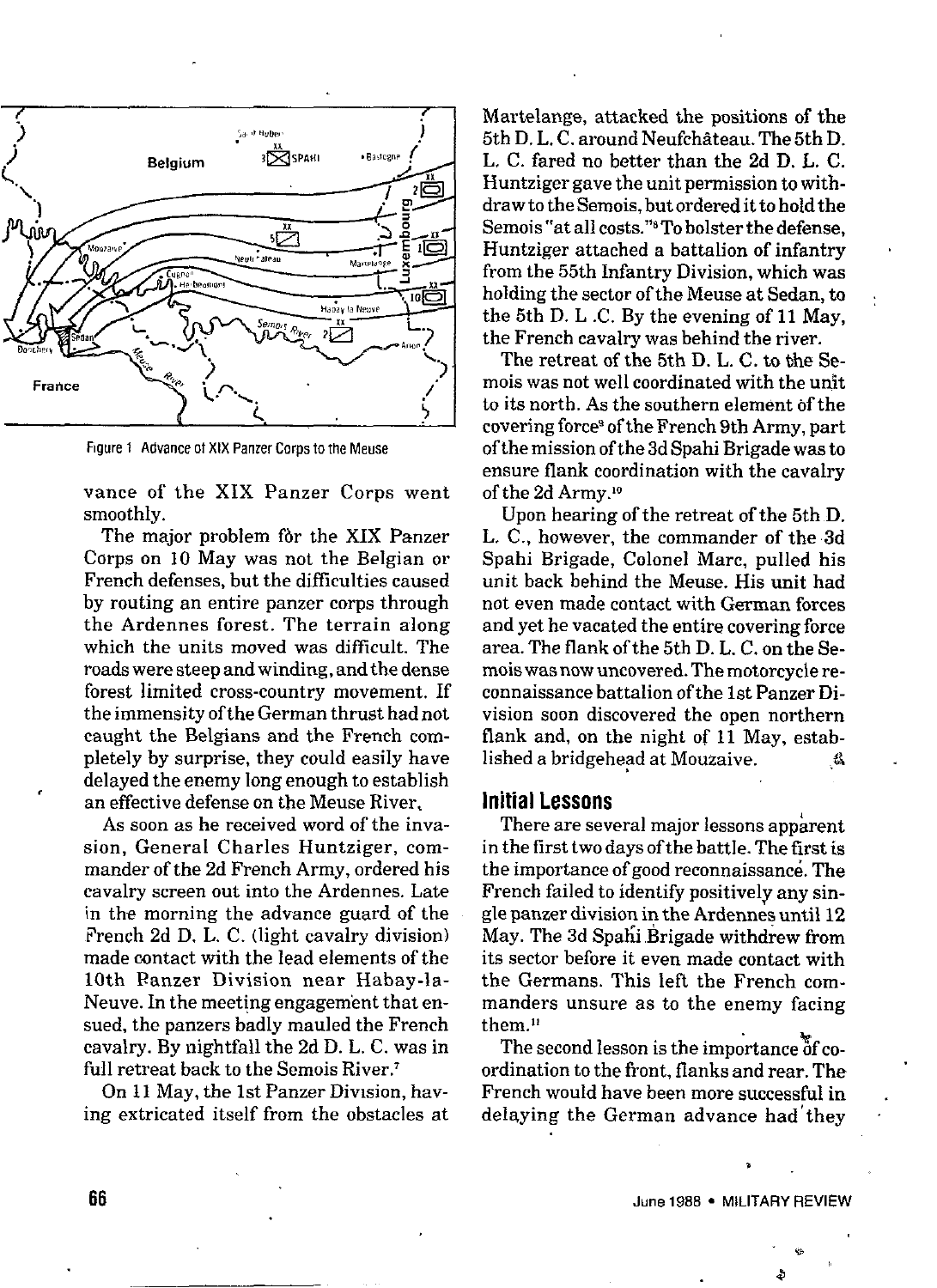Figure 1 Advance of XIX Panzer Corps to the Meuse

vance of the XIX Panzer Corps went smoothly.

The major problem for the XIX Panzer Corps on 10 May was not the Belgian or French defenses, but the difficulties caused by routing an entire panzer corps through the Ardennes forest. The terrain along which the units moved was difficult. The roads were steep and winding, and the dense forest limited cross-country movement. If the immensity of the German thrust had not caught the Belgians and the French completely by surprise, they could easily have delayed the enemy long enough to establish an effective defense on the Meuse River.

As soon as he received word of the invasion, General Charles Huntziger, commander of the 2d French Army, ordered his cavalry screen out into the Ardennes. Late in the morning the advance guard of the French 2d D. L. C. (light cavalry division) made contact with the lead elements of the 10th Panzer Division near Habay-la-Neuve. In the meeting engagement that ensued, the panzers badly mauled the French cavalry. By nightfall the 2d D. L. C. was in full retreat back to the Semois River.[7]

On 11 May, the 1st Panzer Division, having extricated itself from the obstacles at Martelange, attacked the positions of the 5th D. L. C. around Neufchâteau. The 5th D. L. C. fared no better than the 2d D. L. C. Huntziger gave the unit permission to withdraw to the Semois, but ordered it to hold the Semois "at all costs."[8] To bolster the defense, Huntziger attached a battalion of infantry from the 55th Infantry Division, which was holding the sector of the Meuse at Sedan, to the 5th D. L. C. By the evening of 11 May, the French cavalry was behind the river.

The retreat of the 5th D. L. C. to the Semois was not well coordinated with the unit to its north. As the southern element of the covering force[9] of the French 9th Army, part of the mission of the 3d Spahi Brigade was to ensure flank coordination with the cavalry of the 2d Army.[10]

Upon hearing of the retreat of the 5th D. L. C., however, the commander of the 3d Spahi Brigade, Colonel Marc, pulled his unit back behind the Meuse. His unit had not even made contact with German forces and yet he vacated the entire covering force area. The flank of the 5th D. L. C. on the Semois was now uncovered. The motorcycle reconnaissance battalion of the 1st Panzer Division soon discovered the open northern flank and, on the night of 11 May, established a bridgehead at Mouzaive.

## Initial Lessons

There are several major lessons apparent in the first two days of the battle. The first is the importance of good reconnaissance. The French failed to identify positively any single panzer division in the Ardennes until 12 May. The 3d Spahi Brigade withdrew from its sector before it even made contact with the Germans. This left the French commanders unsure as to the enemy facing them.[11]

The second lesson is the importance of coordination to the front, flanks and rear. The French would have been more successful in delaying the German advance had they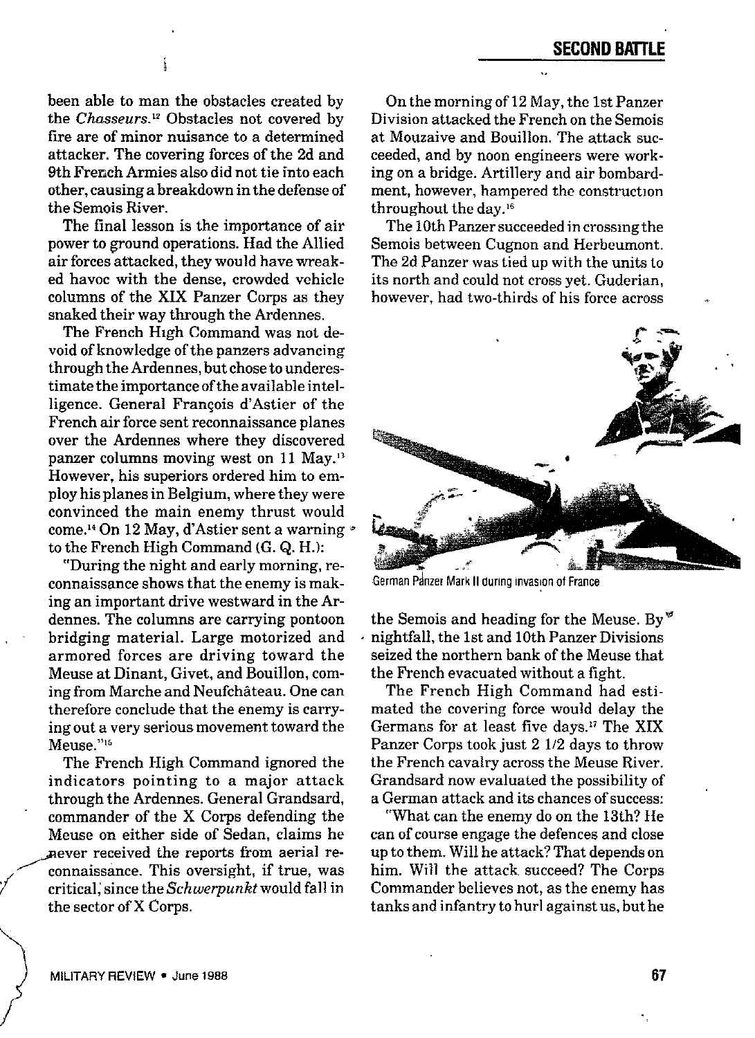been able to man the obstacles created by the *Chasseurs*.[12] Obstacles not covered by fire are of minor nuisance to a determined attacker. The covering forces of the 2d and 9th French Armies also did not tie into each other, causing a breakdown in the defense of the Semois River.

The final lesson is the importance of air power to ground operations. Had the Allied air forces attacked, they would have wreaked havoc with the dense, crowded vehicle columns of the XIX Panzer Corps as they snaked their way through the Ardennes.

The French High Command was not devoid of knowledge of the panzers advancing through the Ardennes, but chose to underestimate the importance of the available intelligence. General François d'Astier of the French air force sent reconnaissance planes over the Ardennes where they discovered panzer columns moving west on 11 May.[13] However, his superiors ordered him to employ his planes in Belgium, where they were convinced the main enemy thrust would come.[14] On 12 May, d'Astier sent a warning to the French High Command (G. Q. H.):

"During the night and early morning, reconnaissance shows that the enemy is making an important drive westward in the Ardennes. The columns are carrying pontoon bridging material. Large motorized and armored forces are driving toward the Meuse at Dinant, Givet, and Bouillon, coming from Marche and Neufchâteau. One can therefore conclude that the enemy is carrying out a very serious movement toward the Meuse."[15]

The French High Command ignored the indicators pointing to a major attack through the Ardennes. General Grandsard, commander of the X Corps defending the Meuse on either side of Sedan, claims he never received the reports from aerial reconnaissance. This oversight, if true, was critical, since the *Schwerpunkt* would fall in the sector of X Corps.

On the morning of 12 May, the 1st Panzer Division attacked the French on the Semois at Mouzaive and Bouillon. The attack succeeded, and by noon engineers were working on a bridge. Artillery and air bombardment, however, hampered the construction throughout the day.[16]

The 10th Panzer succeeded in crossing the Semois between Cugnon and Herbeumont. The 2d Panzer was tied up with the units to its north and could not cross yet. Guderian, however, had two-thirds of his force across the Semois and heading for the Meuse. By nightfall, the 1st and 10th Panzer Divisions seized the northern bank of the Meuse that the French evacuated without a fight.

German Panzer Mark II during invasion of France

The French High Command had estimated the covering force would delay the Germans for at least five days.[17] The XIX Panzer Corps took just 2 1/2 days to throw the French cavalry across the Meuse River. Grandsard now evaluated the possibility of a German attack and its chances of success:

"What can the enemy do on the 13th? He can of course engage the defences and close up to them. Will he attack? That depends on him. Will the attack succeed? The Corps Commander believes not, as the enemy has tanks and infantry to hurl against us, but he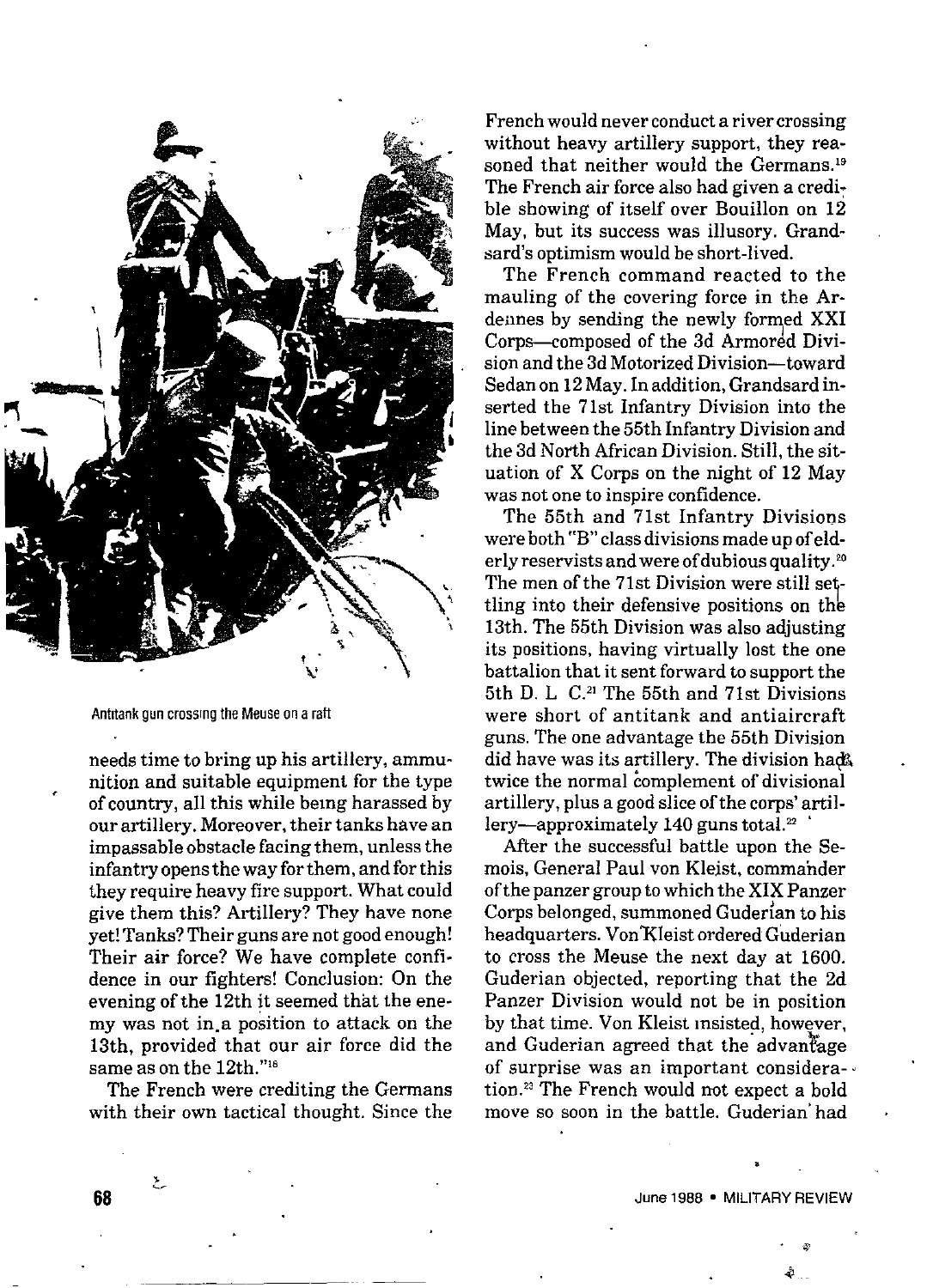Antitank gun crossing the Meuse on a raft

needs time to bring up his artillery, ammunition and suitable equipment for the type of country, all this while being harassed by our artillery. Moreover, their tanks have an impassable obstacle facing them, unless the infantry opens the way for them, and for this they require heavy fire support. What could give them this? Artillery? They have none yet! Tanks? Their guns are not good enough! Their air force? We have complete confidence in our fighters! Conclusion: On the evening of the 12th it seemed that the enemy was not in a position to attack on the 13th, provided that our air force did the same as on the 12th."[18]

The French were crediting the Germans with their own tactical thought. Since the French would never conduct a river crossing without heavy artillery support, they reasoned that neither would the Germans.[19] The French air force also had given a credible showing of itself over Bouillon on 12 May, but its success was illusory. Grandsard's optimism would be short-lived.

The French command reacted to the mauling of the covering force in the Ardennes by sending the newly formed XXI Corps—composed of the 3d Armored Division and the 3d Motorized Division—toward Sedan on 12 May. In addition, Grandsard inserted the 71st Infantry Division into the line between the 55th Infantry Division and the 3d North African Division. Still, the situation of X Corps on the night of 12 May was not one to inspire confidence.

The 55th and 71st Infantry Divisions were both "B" class divisions made up of elderly reservists and were of dubious quality.[20] The men of the 71st Division were still settling into their defensive positions on the 13th. The 55th Division was also adjusting its positions, having virtually lost the one battalion that it sent forward to support the 5th D. L. C.[21] The 55th and 71st Divisions were short of antitank and antiaircraft guns. The one advantage the 55th Division did have was its artillery. The division had twice the normal complement of divisional artillery, plus a good slice of the corps' artillery—approximately 140 guns total.[22]

After the successful battle upon the Semois, General Paul von Kleist, commander of the panzer group to which the XIX Panzer Corps belonged, summoned Guderian to his headquarters. Von Kleist ordered Guderian to cross the Meuse the next day at 1600. Guderian objected, reporting that the 2d Panzer Division would not be in position by that time. Von Kleist insisted, however, and Guderian agreed that the advantage of surprise was an important consideration.[23] The French would not expect a bold move so soon in the battle. Guderian had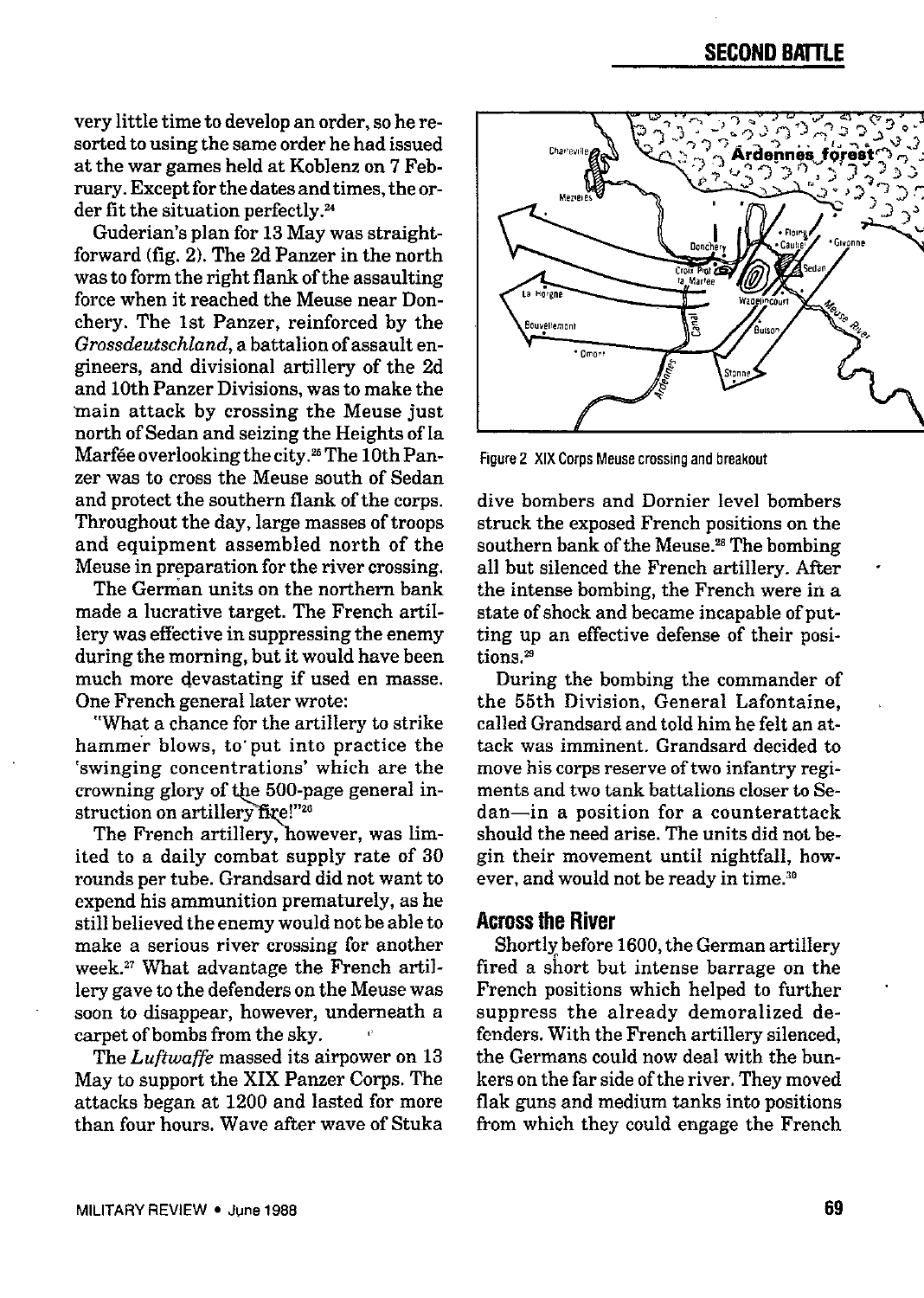very little time to develop an order, so he resorted to using the same order he had issued at the war games held at Koblenz on 7 February. Except for the dates and times, the order fit the situation perfectly.[24]

Guderian's plan for 13 May was straightforward (fig. 2). The 2d Panzer in the north was to form the right flank of the assaulting force when it reached the Meuse near Donchery. The 1st Panzer, reinforced by the *Grossdeutschland*, a battalion of assault engineers, and divisional artillery of the 2d and 10th Panzer Divisions, was to make the main attack by crossing the Meuse just north of Sedan and seizing the Heights of la Marfée overlooking the city.[25] The 10th Panzer was to cross the Meuse south of Sedan and protect the southern flank of the corps. Throughout the day, large masses of troops and equipment assembled north of the Meuse in preparation for the river crossing.

The German units on the northern bank made a lucrative target. The French artillery was effective in suppressing the enemy during the morning, but it would have been much more devastating if used en masse. One French general later wrote:

"What a chance for the artillery to strike hammer blows, to put into practice the 'swinging concentrations' which are the crowning glory of the 500-page general instruction on artillery fire!"[26]

The French artillery, however, was limited to a daily combat supply rate of 30 rounds per tube. Grandsard did not want to expend his ammunition prematurely, as he still believed the enemy would not be able to make a serious river crossing for another week.[27] What advantage the French artillery gave to the defenders on the Meuse was soon to disappear, however, underneath a carpet of bombs from the sky.

The *Luftwaffe* massed its airpower on 13 May to support the XIX Panzer Corps. The attacks began at 1200 and lasted for more than four hours. Wave after wave of Stuka dive bombers and Dornier level bombers struck the exposed French positions on the southern bank of the Meuse.[28] The bombing all but silenced the French artillery. After the intense bombing, the French were in a state of shock and became incapable of putting up an effective defense of their positions.[29]

Figure 2 XIX Corps Meuse crossing and breakout

During the bombing the commander of the 55th Division, General Lafontaine, called Grandsard and told him he felt an attack was imminent. Grandsard decided to move his corps reserve of two infantry regiments and two tank battalions closer to Sedan—in a position for a counterattack should the need arise. The units did not begin their movement until nightfall, however, and would not be ready in time.[30]

## Across the River

Shortly before 1600, the German artillery fired a short but intense barrage on the French positions which helped to further suppress the already demoralized defenders. With the French artillery silenced, the Germans could now deal with the bunkers on the far side of the river. They moved flak guns and medium tanks into positions from which they could engage the French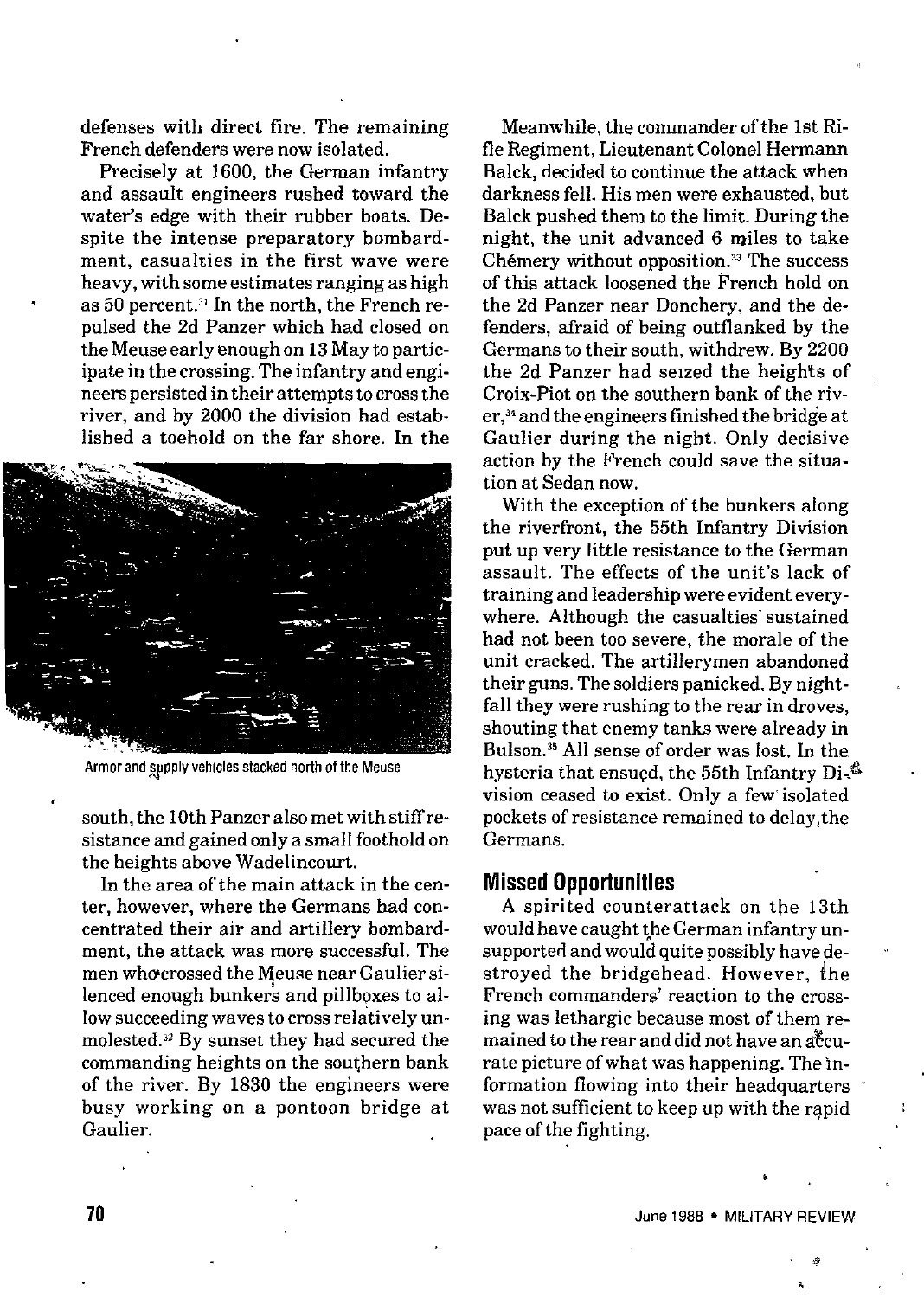defenses with direct fire. The remaining French defenders were now isolated.

Precisely at 1600, the German infantry and assault engineers rushed toward the water's edge with their rubber boats. Despite the intense preparatory bombardment, casualties in the first wave were heavy, with some estimates ranging as high as 50 percent.[31] In the north, the French repulsed the 2d Panzer which had closed on the Meuse early enough on 13 May to participate in the crossing. The infantry and engineers persisted in their attempts to cross the river, and by 2000 the division had established a toehold on the far shore. In the south, the 10th Panzer also met with stiff resistance and gained only a small foothold on the heights above Wadelincourt.

Armor and supply vehicles stacked north of the Meuse

In the area of the main attack in the center, however, where the Germans had concentrated their air and artillery bombardment, the attack was more successful. The men who crossed the Meuse near Gaulier silenced enough bunkers and pillboxes to allow succeeding waves to cross relatively unmolested.[32] By sunset they had secured the commanding heights on the southern bank of the river. By 1830 the engineers were busy working on a pontoon bridge at Gaulier.

Meanwhile, the commander of the 1st Rifle Regiment, Lieutenant Colonel Hermann Balck, decided to continue the attack when darkness fell. His men were exhausted, but Balck pushed them to the limit. During the night, the unit advanced 6 miles to take Chémery without opposition.[33] The success of this attack loosened the French hold on the 2d Panzer near Donchery, and the defenders, afraid of being outflanked by the Germans to their south, withdrew. By 2200 the 2d Panzer had seized the heights of Croix-Piot on the southern bank of the river,[34] and the engineers finished the bridge at Gaulier during the night. Only decisive action by the French could save the situation at Sedan now.

With the exception of the bunkers along the riverfront, the 55th Infantry Division put up very little resistance to the German assault. The effects of the unit's lack of training and leadership were evident everywhere. Although the casualties sustained had not been too severe, the morale of the unit cracked. The artillerymen abandoned their guns. The soldiers panicked. By nightfall they were rushing to the rear in droves, shouting that enemy tanks were already in Bulson.[35] All sense of order was lost. In the hysteria that ensued, the 55th Infantry Division ceased to exist. Only a few isolated pockets of resistance remained to delay the Germans.

## Missed Opportunities

A spirited counterattack on the 13th would have caught the German infantry unsupported and would quite possibly have destroyed the bridgehead. However, the French commanders' reaction to the crossing was lethargic because most of them remained to the rear and did not have an accurate picture of what was happening. The information flowing into their headquarters was not sufficient to keep up with the rapid pace of the fighting.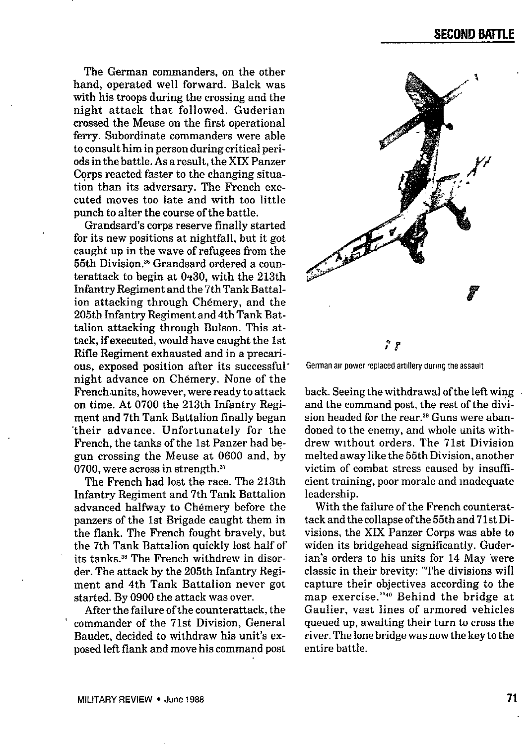The German commanders, on the other hand, operated well forward. Balck was with his troops during the crossing and the night attack that followed. Guderian crossed the Meuse on the first operational ferry. Subordinate commanders were able to consult him in person during critical periods in the battle. As a result, the XIX Panzer Corps reacted faster to the changing situation than its adversary. The French executed moves too late and with too little punch to alter the course of the battle.

Grandsard's corps reserve finally started for its new positions at nightfall, but it got caught up in the wave of refugees from the 55th Division.[36] Grandsard ordered a counterattack to begin at 0430, with the 213th Infantry Regiment and the 7th Tank Battalion attacking through Chémery, and the 205th Infantry Regiment and 4th Tank Battalion attacking through Bulson. This attack, if executed, would have caught the 1st Rifle Regiment exhausted and in a precarious, exposed position after its successful night advance on Chémery. None of the French units, however, were ready to attack on time. At 0700 the 213th Infantry Regiment and 7th Tank Battalion finally began their advance. Unfortunately for the French, the tanks of the 1st Panzer had begun crossing the Meuse at 0600 and, by 0700, were across in strength.[37]

The French had lost the race. The 213th Infantry Regiment and 7th Tank Battalion advanced halfway to Chémery before the panzers of the 1st Brigade caught them in the flank. The French fought bravely, but the 7th Tank Battalion quickly lost half of its tanks.[38] The French withdrew in disorder. The attack by the 205th Infantry Regiment and 4th Tank Battalion never got started. By 0900 the attack was over.

After the failure of the counterattack, the commander of the 71st Division, General Baudet, decided to withdraw his unit's exposed left flank and move his command post back. Seeing the withdrawal of the left wing and the command post, the rest of the division headed for the rear.[39] Guns were abandoned to the enemy, and whole units withdrew without orders. The 71st Division melted away like the 55th Division, another victim of combat stress caused by insufficient training, poor morale and inadequate leadership.

German air power replaced artillery during the assault

With the failure of the French counterattack and the collapse of the 55th and 71st Divisions, the XIX Panzer Corps was able to widen its bridgehead significantly. Guderian's orders to his units for 14 May were classic in their brevity: "The divisions will capture their objectives according to the map exercise."[40] Behind the bridge at Gaulier, vast lines of armored vehicles queued up, awaiting their turn to cross the river. The lone bridge was now the key to the entire battle.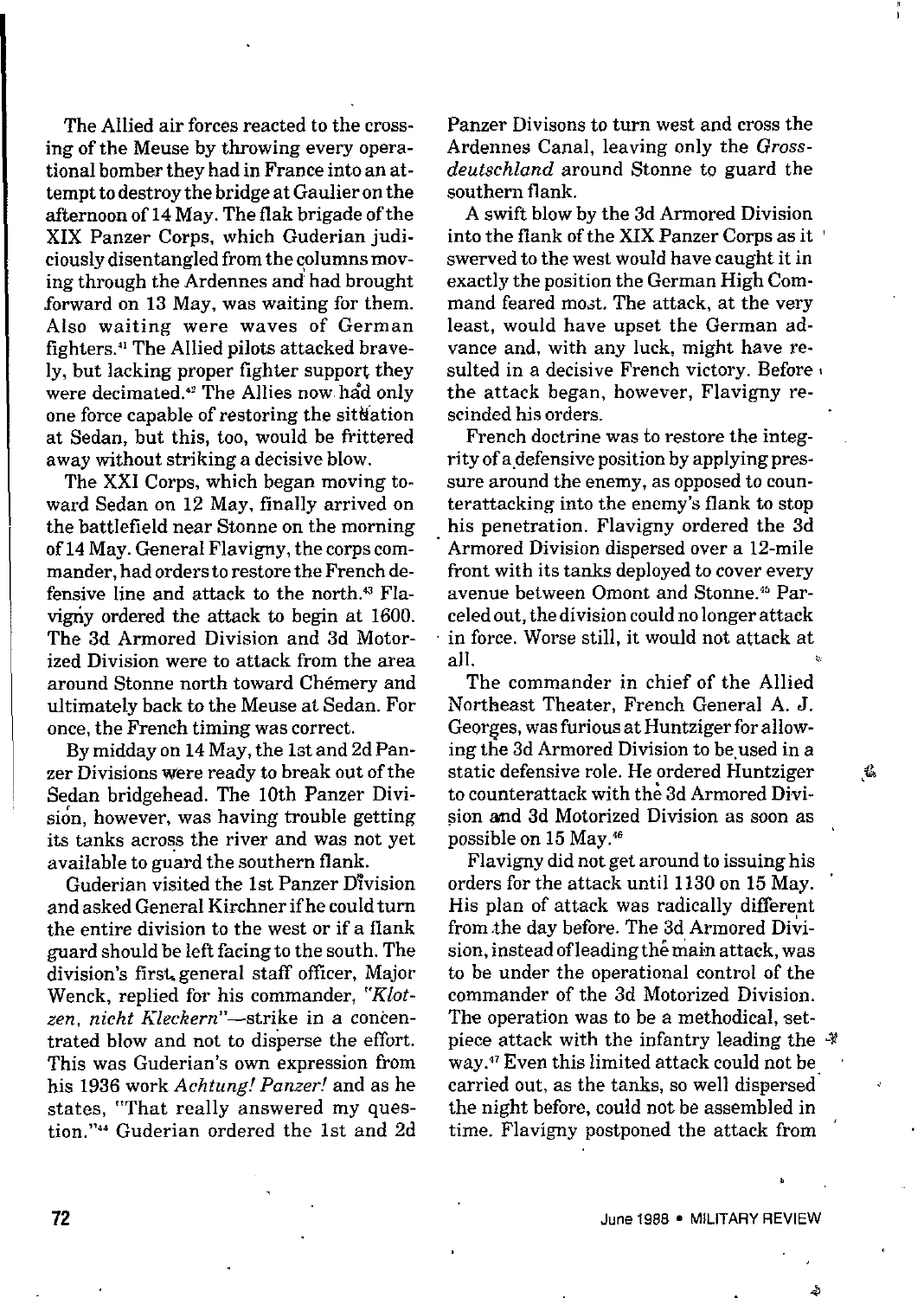The Allied air forces reacted to the crossing of the Meuse by throwing every operational bomber they had in France into an attempt to destroy the bridge at Gaulier on the afternoon of 14 May. The flak brigade of the XIX Panzer Corps, which Guderian judiciously disentangled from the columns moving through the Ardennes and had brought forward on 13 May, was waiting for them. Also waiting were waves of German fighters.[41] The Allied pilots attacked bravely, but lacking proper fighter support they were decimated.[42] The Allies now had only one force capable of restoring the situation at Sedan, but this, too, would be frittered away without striking a decisive blow.

The XXI Corps, which began moving toward Sedan on 12 May, finally arrived on the battlefield near Stonne on the morning of 14 May. General Flavigny, the corps commander, had orders to restore the French defensive line and attack to the north.[43] Flavigny ordered the attack to begin at 1600. The 3d Armored Division and 3d Motorized Division were to attack from the area around Stonne north toward Chémery and ultimately back to the Meuse at Sedan. For once, the French timing was correct.

By midday on 14 May, the 1st and 2d Panzer Divisions were ready to break out of the Sedan bridgehead. The 10th Panzer Division, however, was having trouble getting its tanks across the river and was not yet available to guard the southern flank.

Guderian visited the 1st Panzer Division and asked General Kirchner if he could turn the entire division to the west or if a flank guard should be left facing to the south. The division's first general staff officer, Major Wenck, replied for his commander, *"Klotzen, nicht Kleckern"*—strike in a concentrated blow and not to disperse the effort. This was Guderian's own expression from his 1936 work *Achtung! Panzer!* and as he states, "That really answered my question."[44] Guderian ordered the 1st and 2d Panzer Divisons to turn west and cross the Ardennes Canal, leaving only the *Grossdeutschland* around Stonne to guard the southern flank.

A swift blow by the 3d Armored Division into the flank of the XIX Panzer Corps as it swerved to the west would have caught it in exactly the position the German High Command feared most. The attack, at the very least, would have upset the German advance and, with any luck, might have resulted in a decisive French victory. Before the attack began, however, Flavigny rescinded his orders.

French doctrine was to restore the integrity of a defensive position by applying pressure around the enemy, as opposed to counterattacking into the enemy's flank to stop his penetration. Flavigny ordered the 3d Armored Division dispersed over a 12-mile front with its tanks deployed to cover every avenue between Omont and Stonne.[45] Parceled out, the division could no longer attack in force. Worse still, it would not attack at all.

The commander in chief of the Allied Northeast Theater, French General A. J. Georges, was furious at Huntziger for allowing the 3d Armored Division to be used in a static defensive role. He ordered Huntziger to counterattack with the 3d Armored Division and 3d Motorized Division as soon as possible on 15 May.[46]

Flavigny did not get around to issuing his orders for the attack until 1130 on 15 May. His plan of attack was radically different from the day before. The 3d Armored Division, instead of leading the main attack, was to be under the operational control of the commander of the 3d Motorized Division. The operation was to be a methodical, set-piece attack with the infantry leading the way.[47] Even this limited attack could not be carried out, as the tanks, so well dispersed the night before, could not be assembled in time. Flavigny postponed the attack from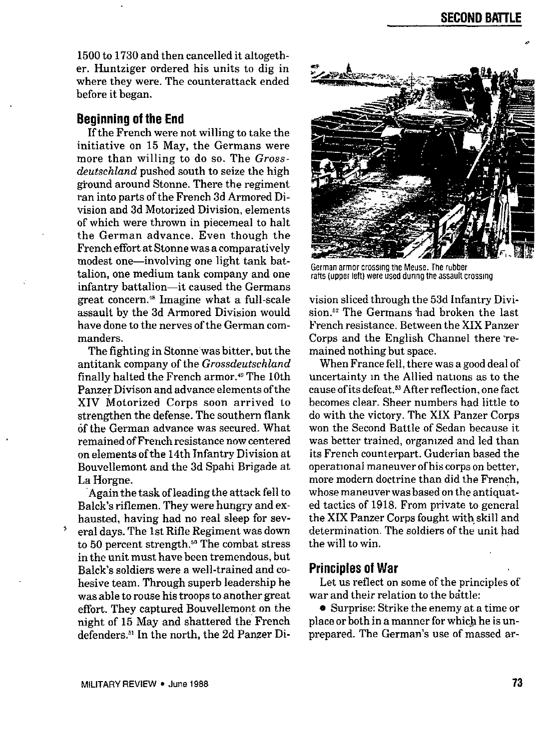1500 to 1730 and then cancelled it altogether. Huntziger ordered his units to dig in where they were. The counterattack ended before it began.

## Beginning of the End

If the French were not willing to take the initiative on 15 May, the Germans were more than willing to do so. The *Grossdeutschland* pushed south to seize the high ground around Stonne. There the regiment ran into parts of the French 3d Armored Division and 3d Motorized Division, elements of which were thrown in piecemeal to halt the German advance. Even though the French effort at Stonne was a comparatively modest one—involving one light tank battalion, one medium tank company and one infantry battalion—it caused the Germans great concern.[48] Imagine what a full-scale assault by the 3d Armored Division would have done to the nerves of the German commanders.

The fighting in Stonne was bitter, but the antitank company of the *Grossdeutschland* finally halted the French armor.[49] The 10th Panzer Divison and advance elements of the XIV Motorized Corps soon arrived to strengthen the defense. The southern flank of the German advance was secured. What remained of French resistance now centered on elements of the 14th Infantry Division at Bouvellemont and the 3d Spahi Brigade at La Horgne.

Again the task of leading the attack fell to Balck's riflemen. They were hungry and exhausted, having had no real sleep for several days. The 1st Rifle Regiment was down to 50 percent strength.[50] The combat stress in the unit must have been tremendous, but Balck's soldiers were a well-trained and cohesive team. Through superb leadership he was able to rouse his troops to another great effort. They captured Bouvellemont on the night of 15 May and shattered the French defenders.[51] In the north, the 2d Panzer Division sliced through the 53d Infantry Division.[52] The Germans had broken the last French resistance. Between the XIX Panzer Corps and the English Channel there remained nothing but space.

German armor crossing the Meuse. The rubber rafts (upper left) were used during the assault crossing

When France fell, there was a good deal of uncertainty in the Allied nations as to the cause of its defeat.[53] After reflection, one fact becomes clear. Sheer numbers had little to do with the victory. The XIX Panzer Corps won the Second Battle of Sedan because it was better trained, organized and led than its French counterpart. Guderian based the operational maneuver of his corps on better, more modern doctrine than did the French, whose maneuver was based on the antiquated tactics of 1918. From private to general the XIX Panzer Corps fought with skill and determination. The soldiers of the unit had the will to win.

## Principles of War

Let us reflect on some of the principles of war and their relation to the battle:

- Surprise: Strike the enemy at a time or place or both in a manner for which he is unprepared. The German's use of massed ar-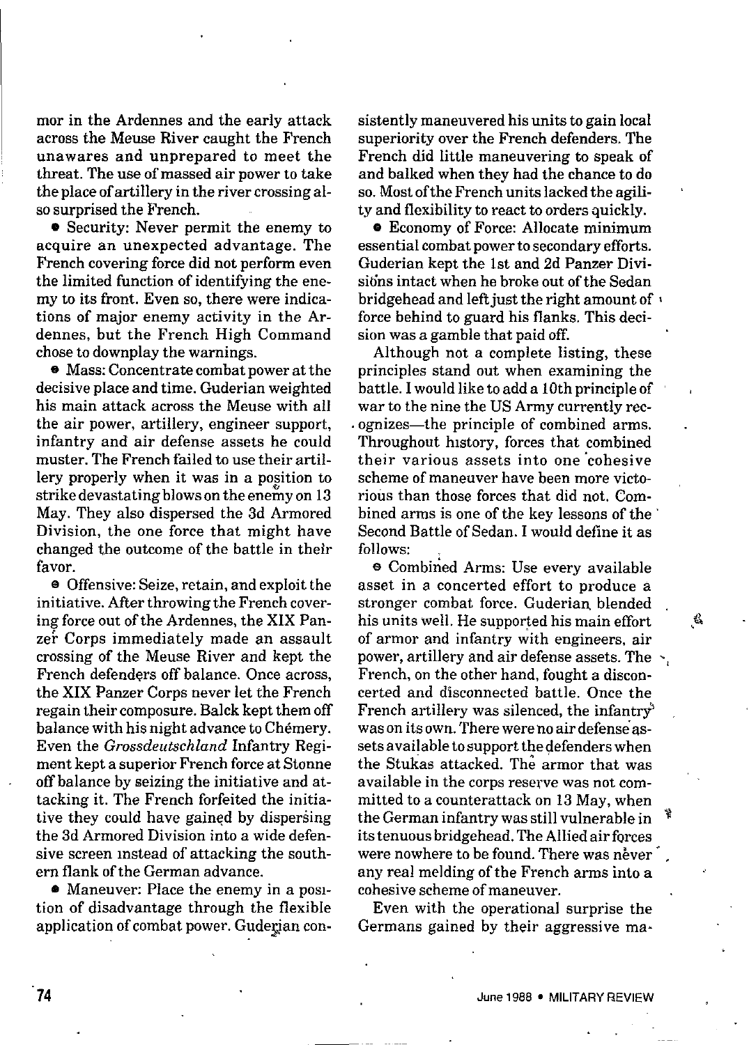mor in the Ardennes and the early attack across the Meuse River caught the French unawares and unprepared to meet the threat. The use of massed air power to take the place of artillery in the river crossing also surprised the French.

- Security: Never permit the enemy to acquire an unexpected advantage. The French covering force did not perform even the limited function of identifying the enemy to its front. Even so, there were indications of major enemy activity in the Ardennes, but the French High Command chose to downplay the warnings.

- Mass: Concentrate combat power at the decisive place and time. Guderian weighted his main attack across the Meuse with all the air power, artillery, engineer support, infantry and air defense assets he could muster. The French failed to use their artillery properly when it was in a position to strike devastating blows on the enemy on 13 May. They also dispersed the 3d Armored Division, the one force that might have changed the outcome of the battle in their favor.

- Offensive: Seize, retain, and exploit the initiative. After throwing the French covering force out of the Ardennes, the XIX Panzer Corps immediately made an assault crossing of the Meuse River and kept the French defenders off balance. Once across, the XIX Panzer Corps never let the French regain their composure. Balck kept them off balance with his night advance to Chémery. Even the *Grossdeutschland* Infantry Regiment kept a superior French force at Stonne off balance by seizing the initiative and attacking it. The French forfeited the initiative they could have gained by dispersing the 3d Armored Division into a wide defensive screen instead of attacking the southern flank of the German advance.

- Maneuver: Place the enemy in a position of disadvantage through the flexible application of combat power. Guderian consistently maneuvered his units to gain local superiority over the French defenders. The French did little maneuvering to speak of and balked when they had the chance to do so. Most of the French units lacked the agility and flexibility to react to orders quickly.

- Economy of Force: Allocate minimum essential combat power to secondary efforts. Guderian kept the 1st and 2d Panzer Divisions intact when he broke out of the Sedan bridgehead and left just the right amount of force behind to guard his flanks. This decision was a gamble that paid off.

Although not a complete listing, these principles stand out when examining the battle. I would like to add a 10th principle of war to the nine the US Army currently recognizes—the principle of combined arms. Throughout history, forces that combined their various assets into one cohesive scheme of maneuver have been more victorious than those forces that did not. Combined arms is one of the key lessons of the Second Battle of Sedan. I would define it as follows:

- Combined Arms: Use every available asset in a concerted effort to produce a stronger combat force. Guderian blended his units well. He supported his main effort of armor and infantry with engineers, air power, artillery and air defense assets. The French, on the other hand, fought a disconcerted and disconnected battle. Once the French artillery was silenced, the infantry was on its own. There were no air defense assets available to support the defenders when the Stukas attacked. The armor that was available in the corps reserve was not committed to a counterattack on 13 May, when the German infantry was still vulnerable in its tenuous bridgehead. The Allied air forces were nowhere to be found. There was never any real melding of the French arms into a cohesive scheme of maneuver.

Even with the operational surprise the Germans gained by their aggressive ma-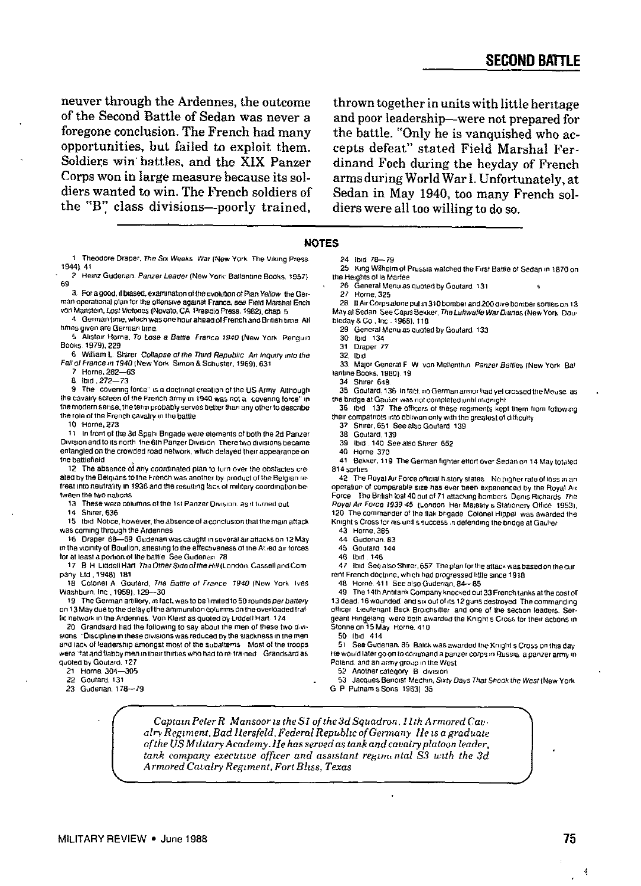neuver through the Ardennes, the outcome of the Second Battle of Sedan was never a foregone conclusion. The French had many opportunities, but failed to exploit them. Soldiers win battles, and the XIX Panzer Corps won in large measure because its soldiers wanted to win. The French soldiers of the "B" class divisions—poorly trained, thrown together in units with little heritage and poor leadership—were not prepared for the battle. "Only he is vanquished who accepts defeat" stated Field Marshal Ferdinand Foch during the heyday of French arms during World War I. Unfortunately, at Sedan in May 1940, too many French soldiers were all too willing to do so.

## NOTES

1 Theodore Draper, *The Six Weeks War* (New York The Viking Press 1944) 41

2 Heinz Guderian, *Panzer Leader* (New York Ballantine Books, 1957) 69

3 For a good, if biased, examination of the evolution of Plan *Yellow* the German operational plan for the offensive against France, see Field Marshal Erich von Manstein, *Lost Victories* (Novato, CA Presidio Press, 1982), chap 5

4 German time, which was one hour ahead of French and British time All times given are German time

5 Alistair Horne, *To Lose a Battle France 1940* (New York Penguin Books 1979), 229

6 William L Shirer *Collapse of the Third Republic An Inquiry into the Fall of France in 1940* (New York Simon & Schuster, 1969), 631

7 Horne, 262—63

8 Ibid, 272—73

9 The "covering force" is a doctrinal creation of the US Army Although the cavalry screen of the French army in 1940 was not a "covering force" in the modern sense, the term probably serves better than any other to describe the role of the French cavalry in the battle

10 Horne, 273

11 In front of the 3d Spahi Brigade were elements of both the 2d Panzer Division and to its north the 6th Panzer Division There two divisions became entangled on the crowded road network, which delayed their appearance on the battlefield

12 The absence of any coordinated plan to turn over the obstacles created by the Belgians to the French was another by-product of the Belgian retreat into neutrality in 1936 and the resulting lack of military coordination between the two nations

13 These were columns of the 1st Panzer Division, as it turned out

14 Shirer, 636

15 Ibid Notice, however, the absence of a conclusion that the main attack was coming through the Ardennes

16 Draper 68—69 Guderian was caught in several air attacks on 12 May in the vicinity of Bouillon, attesting to the effectiveness of the Allied air forces for at least a portion of the battle See Guderian 78

17 B H Liddell Hart *The Other Side of the Hill* (London Cassell and Company Ltd, 1948) 181

18 Colonel A Goutard, *The Battle of France 1940* (New York Ives Washburn, Inc, 1959), 129—30

19 The German artillery, in fact, was to be limited to 50 rounds *per battery* on 13 May due to the delay of the ammunition columns on the overloaded traffic network in the Ardennes Von Kleist as quoted by Liddell Hart 174

20 Grandsard had the following to say about the men of these two divisions "Discipline in these divisions was reduced by the slackness in the men and lack of leadership amongst most of the subalterns Most of the troops were fat and flabby men in their thirties who had to re-trained Grandsard as quoted by Goutard, 127

21 Horne, 304—305

22 Goutard, 131

23 Guderian, 178—79

24 Ibid 78—79

25 King Wilhelm of Prussia watched the First Battle of Sedan in 1870 on the Heights of la Marfée

26 General Menu as quoted by Goutard, 131

27 Horne, 325

28 II Air Corps alone put in 310 bomber and 200 dive bomber sorties on 13 May at Sedan See Cajus Bekker, *The Luftwaffe War Diaries* (New York Doubleday & Co, Inc, 1968), 118

29 General Menu as quoted by Goutard, 133

30 Ibid 134

31 Draper 77

32 Ibid

33 Major General F W von Mellenthin *Panzer Battles* (New York Ballantine Books, 1980) 19

34 Shirer 648

35 Goutard, 136 In fact, no German armor had yet crossed the Meuse, as the bridge at Gaulier was not completed until midnight

36 Ibid 137 The officers of these regiments kept them from following their compatriots into oblivion only with the greatest of difficulty

37 Shirer, 651 See also Goutard 139

38 Goutard, 139

39 Ibid 140 See also Shirer 652

40 Horne 370

41 Bekker, 119 The German fighter effort over Sedan on 14 May totaled 814 sorties

42 The Royal Air Force official history states "No higher rate of loss in an operation of comparable size has ever been experienced by the Royal Air Force" The British lost 40 out of 71 attacking bombers Denis Richards *The Royal Air Force 1939 45* (London Her Majesty's Stationery Office 1953), 120 The commander of the flak brigade Colonel Hippel was awarded the Knight's Cross for his unit's success in defending the bridge at Gaulier

43 Horne, 385

44 Guderian, 83

45 Goutard 144

46 Ibid, 146

47 Ibid See also Shirer, 657 The plan for the attack was based on the current French doctrine, which had progressed little since 1918

48 Horne, 411 See also Guderian, 84—85

49 The 14th Antitank Company knocked out 33 French tanks at the cost of 13 dead 16 wounded and six out of its 12 guns destroyed The commanding officer Lieutenant Beck Broichsitter and one of the section leaders, Sergeant Hindelang were both awarded the Knight's Cross for their actions in Stonne on 15 May Horne, 410

50 Ibid 414

51 See Guderian, 85 Balck was awarded the Knight's Cross on this day He would later go on to command a panzer corps in Russia, a panzer army in Poland, and an army group in the West

52 Another category B division

53 Jacques Benoist Mechin, *Sixty Days That Shook the West* (New York G P Putnam's Sons 1963) 35

*Captain Peter R Mansoor is the S1 of the 3d Squadron, 11th Armored Cavalry Regiment, Bad Hersfeld, Federal Republic of Germany He is a graduate of the US Military Academy. He has served as tank and cavalry platoon leader, tank company executive officer and assistant regimental S3 with the 3d Armored Cavalry Regiment, Fort Bliss, Texas*